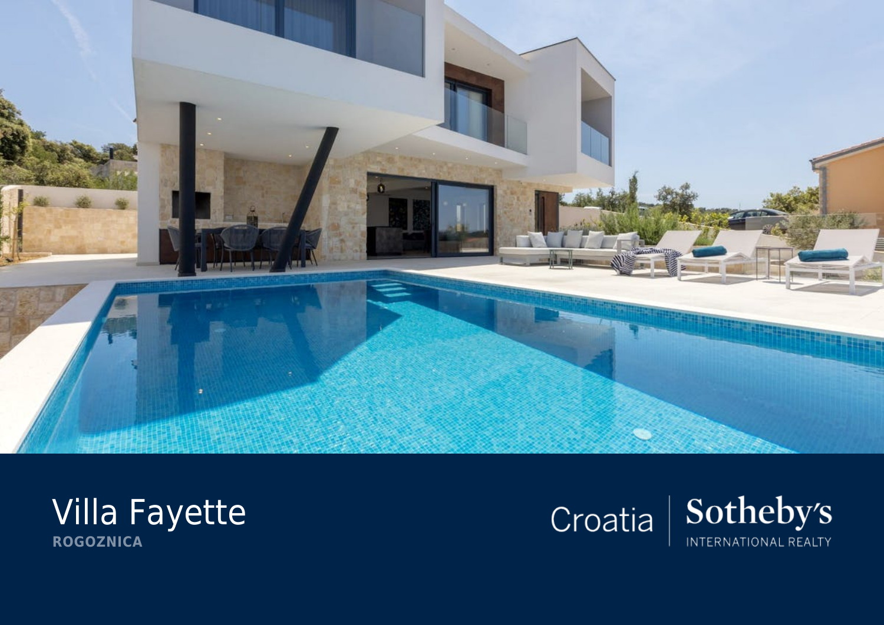# Villa Fayette

**ROGOZNICA**

Croatia | Sotheby's INTERNATIONAL REALTY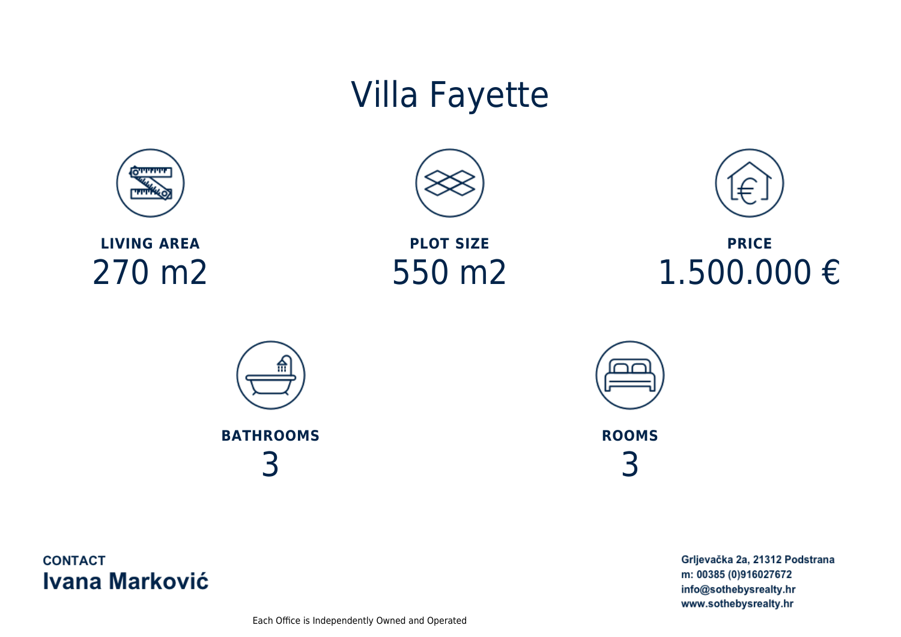# Villa Fayette

**LIVING AREA**
270 m2

**PLOT SIZE**
550 m2

**PRICE**
1.500.000 €

**BATHROOMS**
3

**ROOMS**
3

**CONTACT**
**Ivana Marković**

**Grljevačka 2a, 21312 Podstrana**
**m: 00385 (0)916027672**
**info@sothebysrealty.hr**
**www.sothebysrealty.hr**

Each Office is Independently Owned and Operated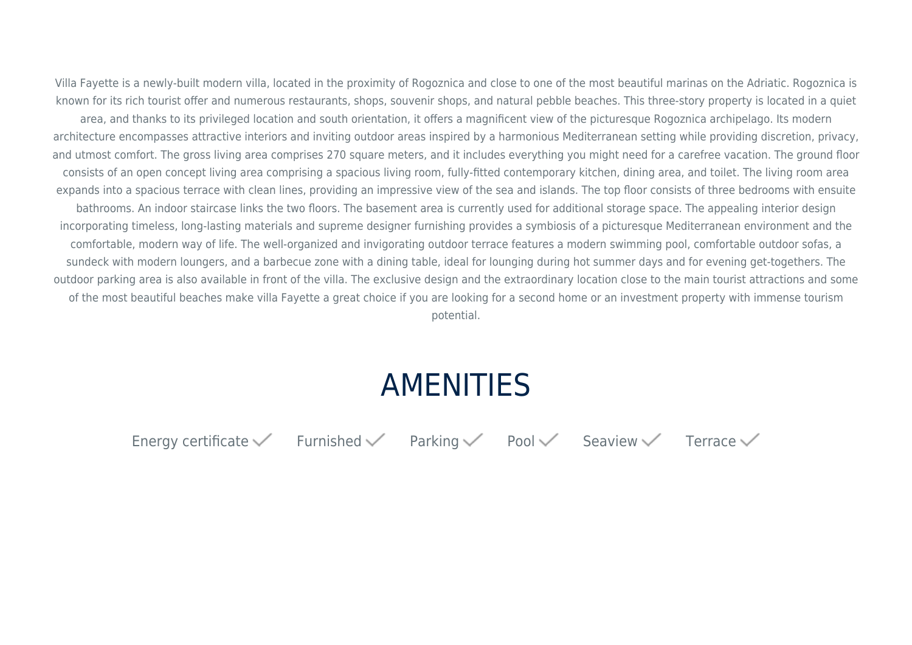Villa Fayette is a newly-built modern villa, located in the proximity of Rogoznica and close to one of the most beautiful marinas on the Adriatic. Rogoznica is known for its rich tourist offer and numerous restaurants, shops, souvenir shops, and natural pebble beaches. This three-story property is located in a quiet area, and thanks to its privileged location and south orientation, it offers a magnificent view of the picturesque Rogoznica archipelago. Its modern architecture encompasses attractive interiors and inviting outdoor areas inspired by a harmonious Mediterranean setting while providing discretion, privacy, and utmost comfort. The gross living area comprises 270 square meters, and it includes everything you might need for a carefree vacation. The ground floor consists of an open concept living area comprising a spacious living room, fully-fitted contemporary kitchen, dining area, and toilet. The living room area expands into a spacious terrace with clean lines, providing an impressive view of the sea and islands. The top floor consists of three bedrooms with ensuite bathrooms. An indoor staircase links the two floors. The basement area is currently used for additional storage space. The appealing interior design incorporating timeless, long-lasting materials and supreme designer furnishing provides a symbiosis of a picturesque Mediterranean environment and the comfortable, modern way of life. The well-organized and invigorating outdoor terrace features a modern swimming pool, comfortable outdoor sofas, a sundeck with modern loungers, and a barbecue zone with a dining table, ideal for lounging during hot summer days and for evening get-togethers. The outdoor parking area is also available in front of the villa. The exclusive design and the extraordinary location close to the main tourist attractions and some of the most beautiful beaches make villa Fayette a great choice if you are looking for a second home or an investment property with immense tourism potential.

# AMENITIES

- Energy certificate ✓
- Furnished ✓
- Parking ✓
- Pool ✓
- Seaview ✓
- Terrace ✓